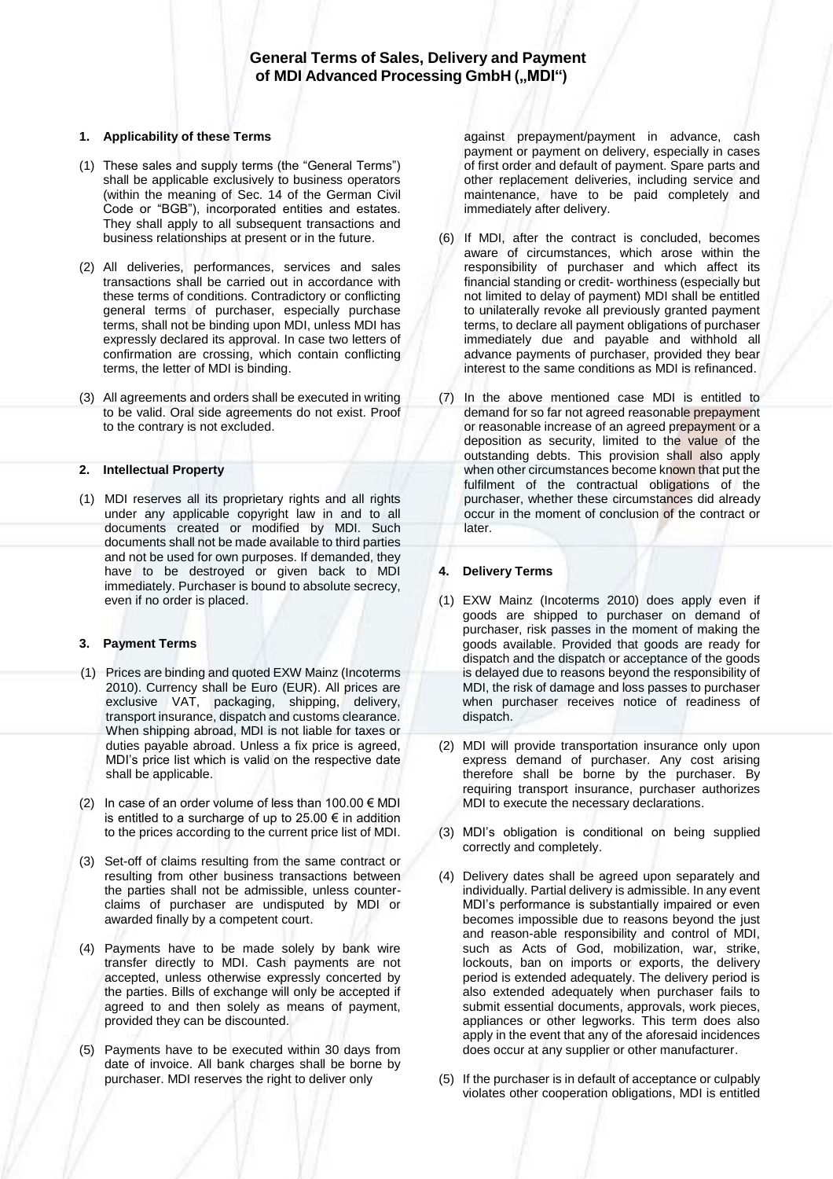# General Terms of Sales, Delivery and Payment of MDI Advanced Processing GmbH („MDI“)

## 1. Applicability of these Terms

(1) These sales and supply terms (the "General Terms") shall be applicable exclusively to business operators (within the meaning of Sec. 14 of the German Civil Code or "BGB"), incorporated entities and estates. They shall apply to all subsequent transactions and business relationships at present or in the future.

(2) All deliveries, performances, services and sales transactions shall be carried out in accordance with these terms of conditions. Contradictory or conflicting general terms of purchaser, especially purchase terms, shall not be binding upon MDI, unless MDI has expressly declared its approval. In case two letters of confirmation are crossing, which contain conflicting terms, the letter of MDI is binding.

(3) All agreements and orders shall be executed in writing to be valid. Oral side agreements do not exist. Proof to the contrary is not excluded.

## 2. Intellectual Property

(1) MDI reserves all its proprietary rights and all rights under any applicable copyright law in and to all documents created or modified by MDI. Such documents shall not be made available to third parties and not be used for own purposes. If demanded, they have to be destroyed or given back to MDI immediately. Purchaser is bound to absolute secrecy, even if no order is placed.

## 3. Payment Terms

(1) Prices are binding and quoted EXW Mainz (Incoterms 2010). Currency shall be Euro (EUR). All prices are exclusive VAT, packaging, shipping, delivery, transport insurance, dispatch and customs clearance. When shipping abroad, MDI is not liable for taxes or duties payable abroad. Unless a fix price is agreed, MDI's price list which is valid on the respective date shall be applicable.

(2) In case of an order volume of less than 100.00 € MDI is entitled to a surcharge of up to 25.00 € in addition to the prices according to the current price list of MDI.

(3) Set-off of claims resulting from the same contract or resulting from other business transactions between the parties shall not be admissible, unless counter-claims of purchaser are undisputed by MDI or awarded finally by a competent court.

(4) Payments have to be made solely by bank wire transfer directly to MDI. Cash payments are not accepted, unless otherwise expressly concerted by the parties. Bills of exchange will only be accepted if agreed to and then solely as means of payment, provided they can be discounted.

(5) Payments have to be executed within 30 days from date of invoice. All bank charges shall be borne by purchaser. MDI reserves the right to deliver only against prepayment/payment in advance, cash payment or payment on delivery, especially in cases of first order and default of payment. Spare parts and other replacement deliveries, including service and maintenance, have to be paid completely and immediately after delivery.

(6) If MDI, after the contract is concluded, becomes aware of circumstances, which arose within the responsibility of purchaser and which affect its financial standing or credit- worthiness (especially but not limited to delay of payment) MDI shall be entitled to unilaterally revoke all previously granted payment terms, to declare all payment obligations of purchaser immediately due and payable and withhold all advance payments of purchaser, provided they bear interest to the same conditions as MDI is refinanced.

(7) In the above mentioned case MDI is entitled to demand for so far not agreed reasonable prepayment or reasonable increase of an agreed prepayment or a deposition as security, limited to the value of the outstanding debts. This provision shall also apply when other circumstances become known that put the fulfilment of the contractual obligations of the purchaser, whether these circumstances did already occur in the moment of conclusion of the contract or later.

## 4. Delivery Terms

(1) EXW Mainz (Incoterms 2010) does apply even if goods are shipped to purchaser on demand of purchaser, risk passes in the moment of making the goods available. Provided that goods are ready for dispatch and the dispatch or acceptance of the goods is delayed due to reasons beyond the responsibility of MDI, the risk of damage and loss passes to purchaser when purchaser receives notice of readiness of dispatch.

(2) MDI will provide transportation insurance only upon express demand of purchaser. Any cost arising therefore shall be borne by the purchaser. By requiring transport insurance, purchaser authorizes MDI to execute the necessary declarations.

(3) MDI's obligation is conditional on being supplied correctly and completely.

(4) Delivery dates shall be agreed upon separately and individually. Partial delivery is admissible. In any event MDI's performance is substantially impaired or even becomes impossible due to reasons beyond the just and reason-able responsibility and control of MDI, such as Acts of God, mobilization, war, strike, lockouts, ban on imports or exports, the delivery period is extended adequately. The delivery period is also extended adequately when purchaser fails to submit essential documents, approvals, work pieces, appliances or other legworks. This term does also apply in the event that any of the aforesaid incidences does occur at any supplier or other manufacturer.

(5) If the purchaser is in default of acceptance or culpably violates other cooperation obligations, MDI is entitled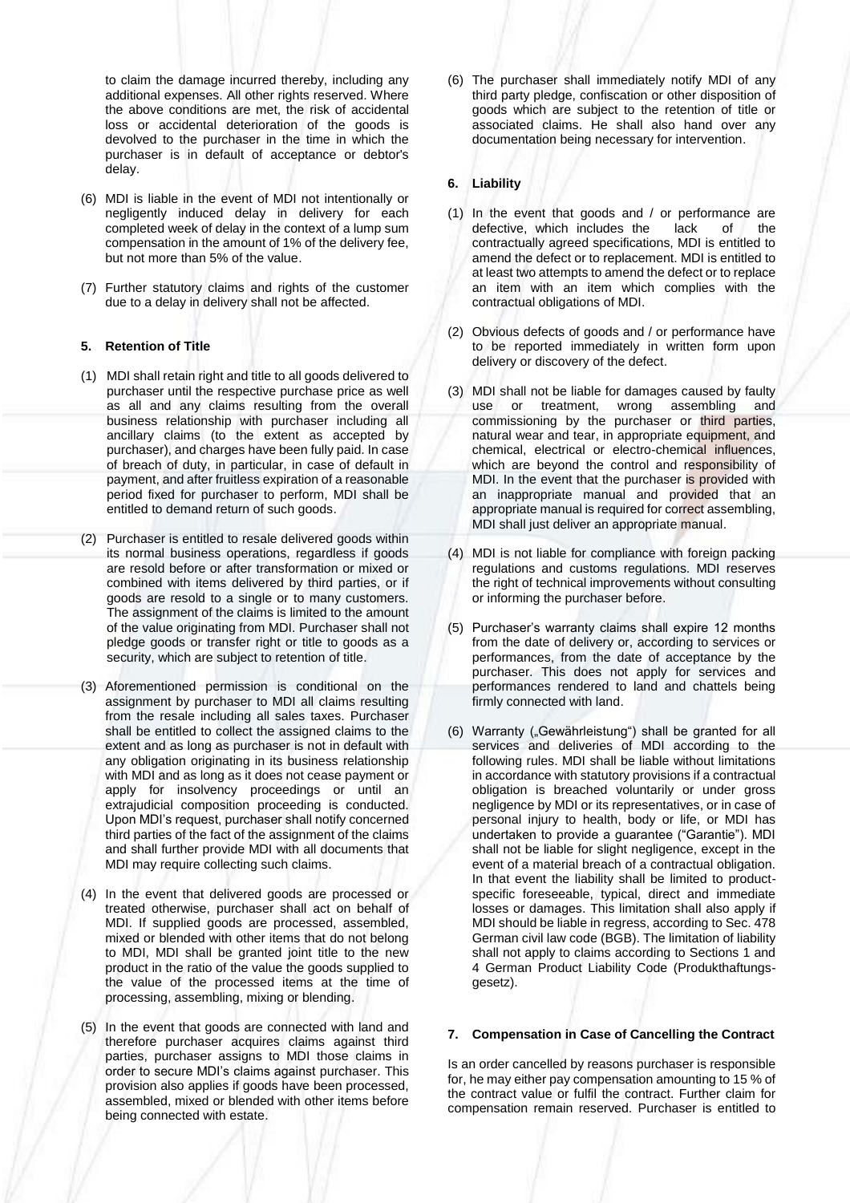to claim the damage incurred thereby, including any additional expenses. All other rights reserved. Where the above conditions are met, the risk of accidental loss or accidental deterioration of the goods is devolved to the purchaser in the time in which the purchaser is in default of acceptance or debtor's delay.

(6) MDI is liable in the event of MDI not intentionally or negligently induced delay in delivery for each completed week of delay in the context of a lump sum compensation in the amount of 1% of the delivery fee, but not more than 5% of the value.

(7) Further statutory claims and rights of the customer due to a delay in delivery shall not be affected.

## 5. Retention of Title

(1) MDI shall retain right and title to all goods delivered to purchaser until the respective purchase price as well as all and any claims resulting from the overall business relationship with purchaser including all ancillary claims (to the extent as accepted by purchaser), and charges have been fully paid. In case of breach of duty, in particular, in case of default in payment, and after fruitless expiration of a reasonable period fixed for purchaser to perform, MDI shall be entitled to demand return of such goods.

(2) Purchaser is entitled to resale delivered goods within its normal business operations, regardless if goods are resold before or after transformation or mixed or combined with items delivered by third parties, or if goods are resold to a single or to many customers. The assignment of the claims is limited to the amount of the value originating from MDI. Purchaser shall not pledge goods or transfer right or title to goods as a security, which are subject to retention of title.

(3) Aforementioned permission is conditional on the assignment by purchaser to MDI all claims resulting from the resale including all sales taxes. Purchaser shall be entitled to collect the assigned claims to the extent and as long as purchaser is not in default with any obligation originating in its business relationship with MDI and as long as it does not cease payment or apply for insolvency proceedings or until an extrajudicial composition proceeding is conducted. Upon MDI's request, purchaser shall notify concerned third parties of the fact of the assignment of the claims and shall further provide MDI with all documents that MDI may require collecting such claims.

(4) In the event that delivered goods are processed or treated otherwise, purchaser shall act on behalf of MDI. If supplied goods are processed, assembled, mixed or blended with other items that do not belong to MDI, MDI shall be granted joint title to the new product in the ratio of the value the goods supplied to the value of the processed items at the time of processing, assembling, mixing or blending.

(5) In the event that goods are connected with land and therefore purchaser acquires claims against third parties, purchaser assigns to MDI those claims in order to secure MDI's claims against purchaser. This provision also applies if goods have been processed, assembled, mixed or blended with other items before being connected with estate.

(6) The purchaser shall immediately notify MDI of any third party pledge, confiscation or other disposition of goods which are subject to the retention of title or associated claims. He shall also hand over any documentation being necessary for intervention.

## 6. Liability

(1) In the event that goods and / or performance are defective, which includes the lack of the contractually agreed specifications, MDI is entitled to amend the defect or to replacement. MDI is entitled to at least two attempts to amend the defect or to replace an item with an item which complies with the contractual obligations of MDI.

(2) Obvious defects of goods and / or performance have to be reported immediately in written form upon delivery or discovery of the defect.

(3) MDI shall not be liable for damages caused by faulty use or treatment, wrong assembling and commissioning by the purchaser or third parties, natural wear and tear, in appropriate equipment, and chemical, electrical or electro-chemical influences, which are beyond the control and responsibility of MDI. In the event that the purchaser is provided with an inappropriate manual and provided that an appropriate manual is required for correct assembling, MDI shall just deliver an appropriate manual.

(4) MDI is not liable for compliance with foreign packing regulations and customs regulations. MDI reserves the right of technical improvements without consulting or informing the purchaser before.

(5) Purchaser's warranty claims shall expire 12 months from the date of delivery or, according to services or performances, from the date of acceptance by the purchaser. This does not apply for services and performances rendered to land and chattels being firmly connected with land.

(6) Warranty („Gewährleistung") shall be granted for all services and deliveries of MDI according to the following rules. MDI shall be liable without limitations in accordance with statutory provisions if a contractual obligation is breached voluntarily or under gross negligence by MDI or its representatives, or in case of personal injury to health, body or life, or MDI has undertaken to provide a guarantee ("Garantie"). MDI shall not be liable for slight negligence, except in the event of a material breach of a contractual obligation. In that event the liability shall be limited to product-specific foreseeable, typical, direct and immediate losses or damages. This limitation shall also apply if MDI should be liable in regress, according to Sec. 478 German civil law code (BGB). The limitation of liability shall not apply to claims according to Sections 1 and 4 German Product Liability Code (Produkthaftungs-gesetz).

## 7. Compensation in Case of Cancelling the Contract

Is an order cancelled by reasons purchaser is responsible for, he may either pay compensation amounting to 15 % of the contract value or fulfil the contract. Further claim for compensation remain reserved. Purchaser is entitled to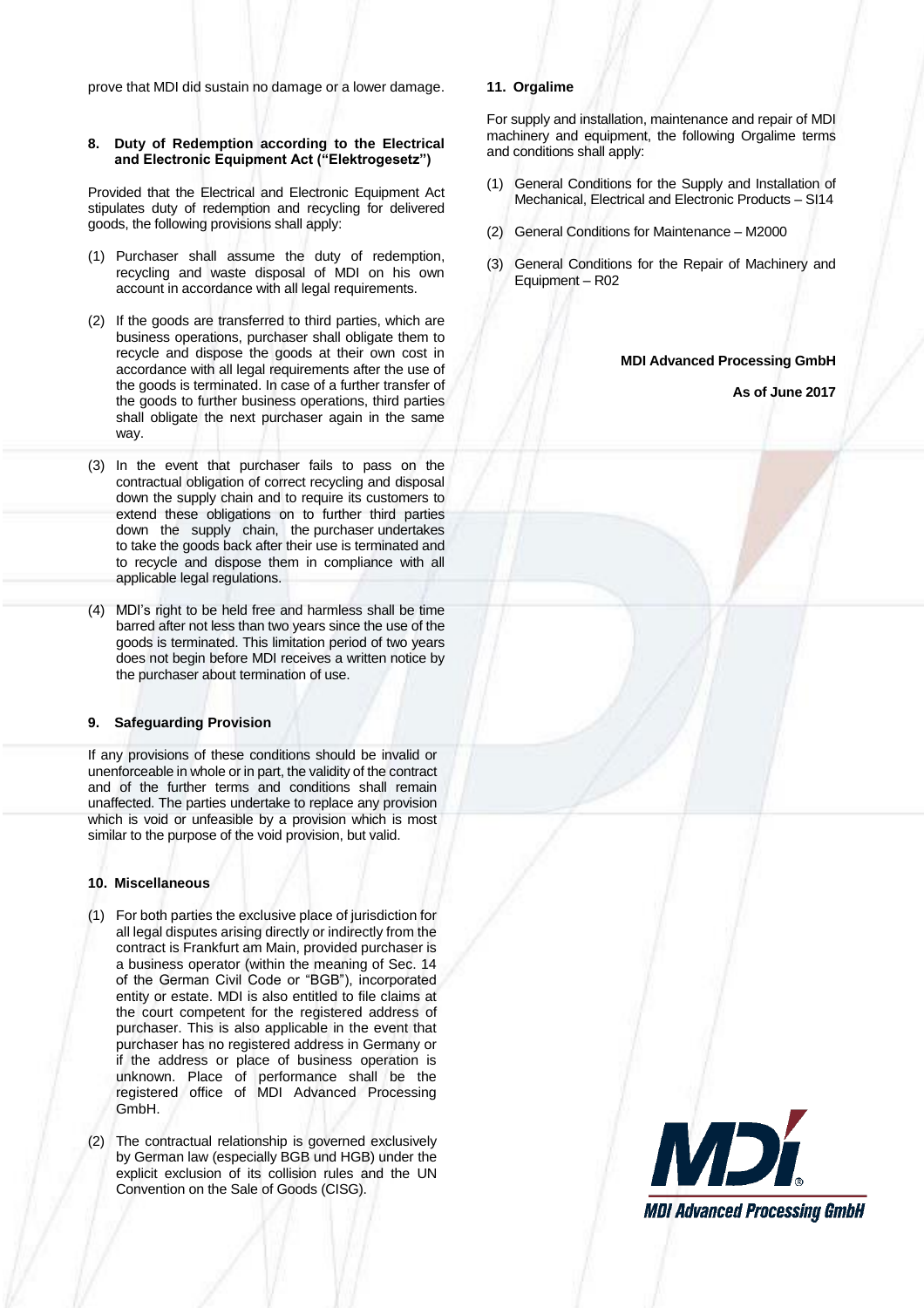prove that MDI did sustain no damage or a lower damage.

**8. Duty of Redemption according to the Electrical and Electronic Equipment Act ("Elektrogesetz")**

Provided that the Electrical and Electronic Equipment Act stipulates duty of redemption and recycling for delivered goods, the following provisions shall apply:

(1) Purchaser shall assume the duty of redemption, recycling and waste disposal of MDI on his own account in accordance with all legal requirements.

(2) If the goods are transferred to third parties, which are business operations, purchaser shall obligate them to recycle and dispose the goods at their own cost in accordance with all legal requirements after the use of the goods is terminated. In case of a further transfer of the goods to further business operations, third parties shall obligate the next purchaser again in the same way.

(3) In the event that purchaser fails to pass on the contractual obligation of correct recycling and disposal down the supply chain and to require its customers to extend these obligations on to further third parties down the supply chain, the purchaser undertakes to take the goods back after their use is terminated and to recycle and dispose them in compliance with all applicable legal regulations.

(4) MDI's right to be held free and harmless shall be time barred after not less than two years since the use of the goods is terminated. This limitation period of two years does not begin before MDI receives a written notice by the purchaser about termination of use.

**9. Safeguarding Provision**

If any provisions of these conditions should be invalid or unenforceable in whole or in part, the validity of the contract and of the further terms and conditions shall remain unaffected. The parties undertake to replace any provision which is void or unfeasible by a provision which is most similar to the purpose of the void provision, but valid.

**10. Miscellaneous**

(1) For both parties the exclusive place of jurisdiction for all legal disputes arising directly or indirectly from the contract is Frankfurt am Main, provided purchaser is a business operator (within the meaning of Sec. 14 of the German Civil Code or "BGB"), incorporated entity or estate. MDI is also entitled to file claims at the court competent for the registered address of purchaser. This is also applicable in the event that purchaser has no registered address in Germany or if the address or place of business operation is unknown. Place of performance shall be the registered office of MDI Advanced Processing GmbH.

(2) The contractual relationship is governed exclusively by German law (especially BGB und HGB) under the explicit exclusion of its collision rules and the UN Convention on the Sale of Goods (CISG).

**11. Orgalime**

For supply and installation, maintenance and repair of MDI machinery and equipment, the following Orgalime terms and conditions shall apply:

(1) General Conditions for the Supply and Installation of Mechanical, Electrical and Electronic Products – SI14

(2) General Conditions for Maintenance – M2000

(3) General Conditions for the Repair of Machinery and Equipment – R02

**MDI Advanced Processing GmbH**

**As of June 2017**

MDI Advanced Processing GmbH